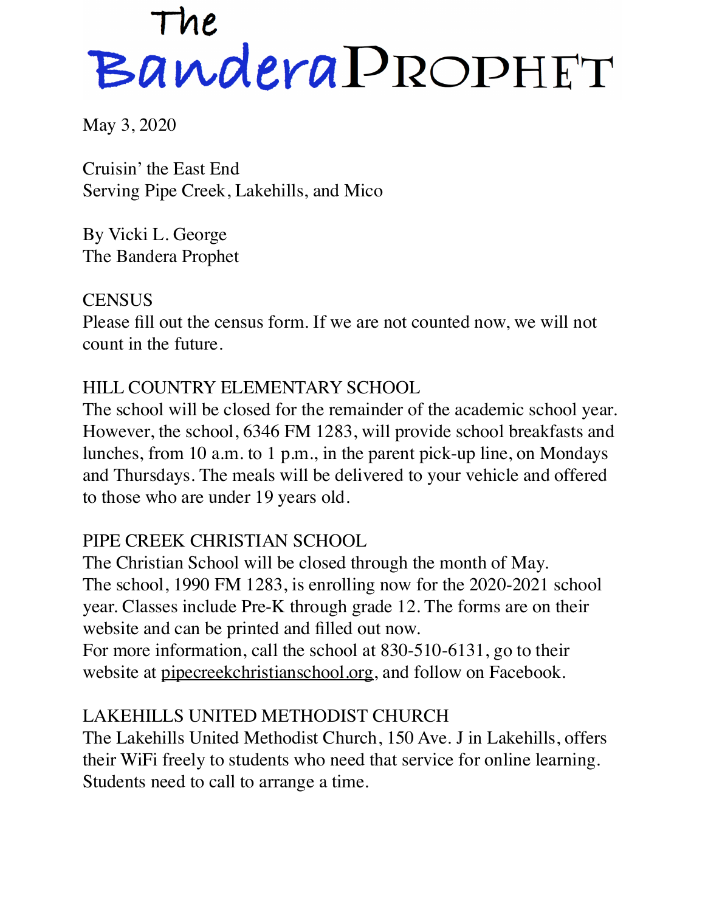# The Bandera Prophet

May 3, 2020

Cruisin' the East End
Serving Pipe Creek, Lakehills, and Mico

By Vicki L. George
The Bandera Prophet

## CENSUS

Please fill out the census form. If we are not counted now, we will not count in the future.

## HILL COUNTRY ELEMENTARY SCHOOL

The school will be closed for the remainder of the academic school year. However, the school, 6346 FM 1283, will provide school breakfasts and lunches, from 10 a.m. to 1 p.m., in the parent pick-up line, on Mondays and Thursdays. The meals will be delivered to your vehicle and offered to those who are under 19 years old.

## PIPE CREEK CHRISTIAN SCHOOL

The Christian School will be closed through the month of May.
The school, 1990 FM 1283, is enrolling now for the 2020-2021 school year. Classes include Pre-K through grade 12. The forms are on their website and can be printed and filled out now.
For more information, call the school at 830-510-6131, go to their website at pipecreekchristianschool.org, and follow on Facebook.

## LAKEHILLS UNITED METHODIST CHURCH

The Lakehills United Methodist Church, 150 Ave. J in Lakehills, offers their WiFi freely to students who need that service for online learning. Students need to call to arrange a time.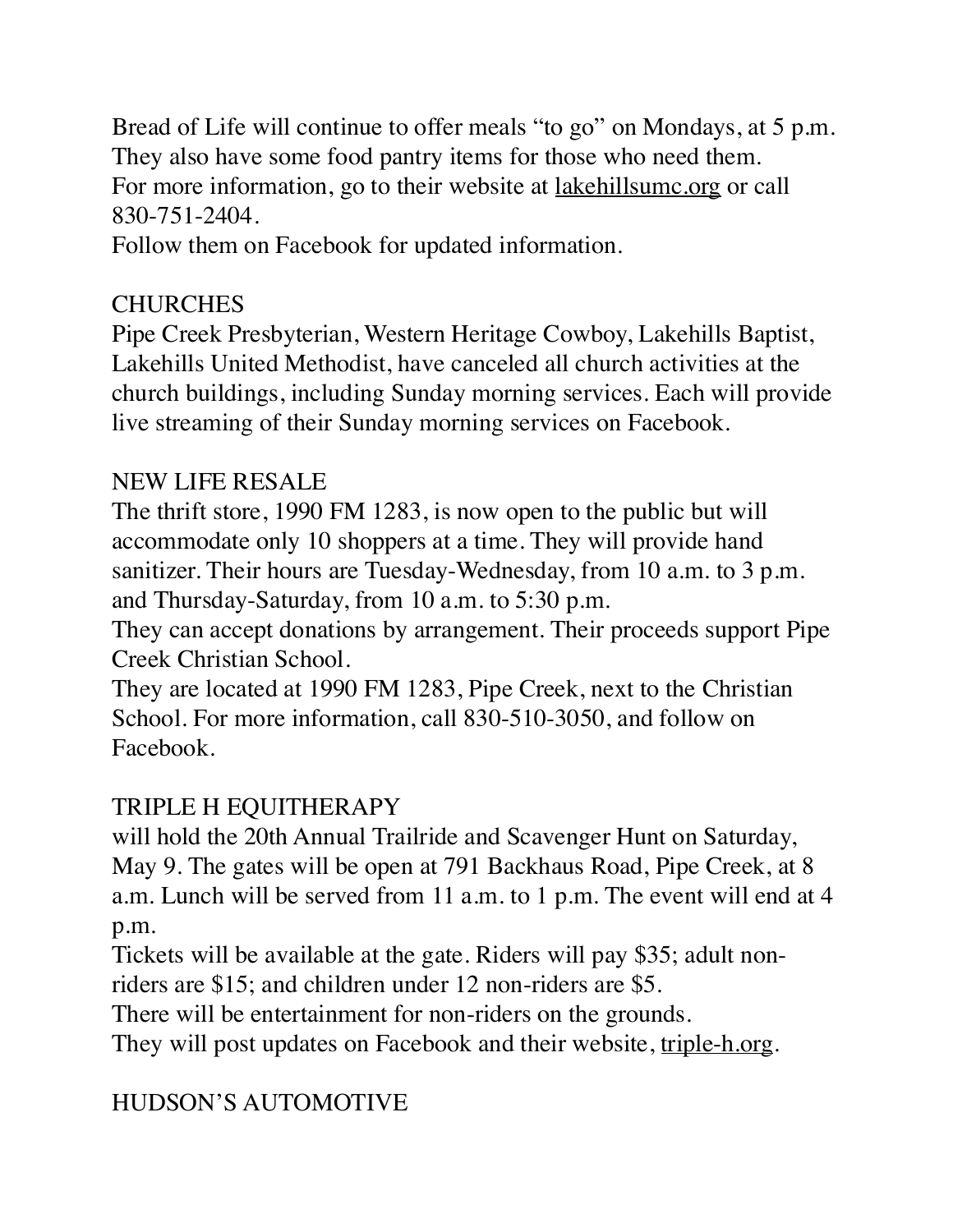Bread of Life will continue to offer meals "to go" on Mondays, at 5 p.m. They also have some food pantry items for those who need them.
For more information, go to their website at lakehillsumc.org or call 830-751-2404.
Follow them on Facebook for updated information.

## CHURCHES

Pipe Creek Presbyterian, Western Heritage Cowboy, Lakehills Baptist, Lakehills United Methodist, have canceled all church activities at the church buildings, including Sunday morning services. Each will provide live streaming of their Sunday morning services on Facebook.

## NEW LIFE RESALE

The thrift store, 1990 FM 1283, is now open to the public but will accommodate only 10 shoppers at a time. They will provide hand sanitizer. Their hours are Tuesday-Wednesday, from 10 a.m. to 3 p.m. and Thursday-Saturday, from 10 a.m. to 5:30 p.m.
They can accept donations by arrangement. Their proceeds support Pipe Creek Christian School.
They are located at 1990 FM 1283, Pipe Creek, next to the Christian School. For more information, call 830-510-3050, and follow on Facebook.

## TRIPLE H EQUITHERAPY

will hold the 20th Annual Trailride and Scavenger Hunt on Saturday, May 9. The gates will be open at 791 Backhaus Road, Pipe Creek, at 8 a.m. Lunch will be served from 11 a.m. to 1 p.m. The event will end at 4 p.m.
Tickets will be available at the gate. Riders will pay $35; adult non-riders are $15; and children under 12 non-riders are $5.
There will be entertainment for non-riders on the grounds.
They will post updates on Facebook and their website, triple-h.org.

## HUDSON'S AUTOMOTIVE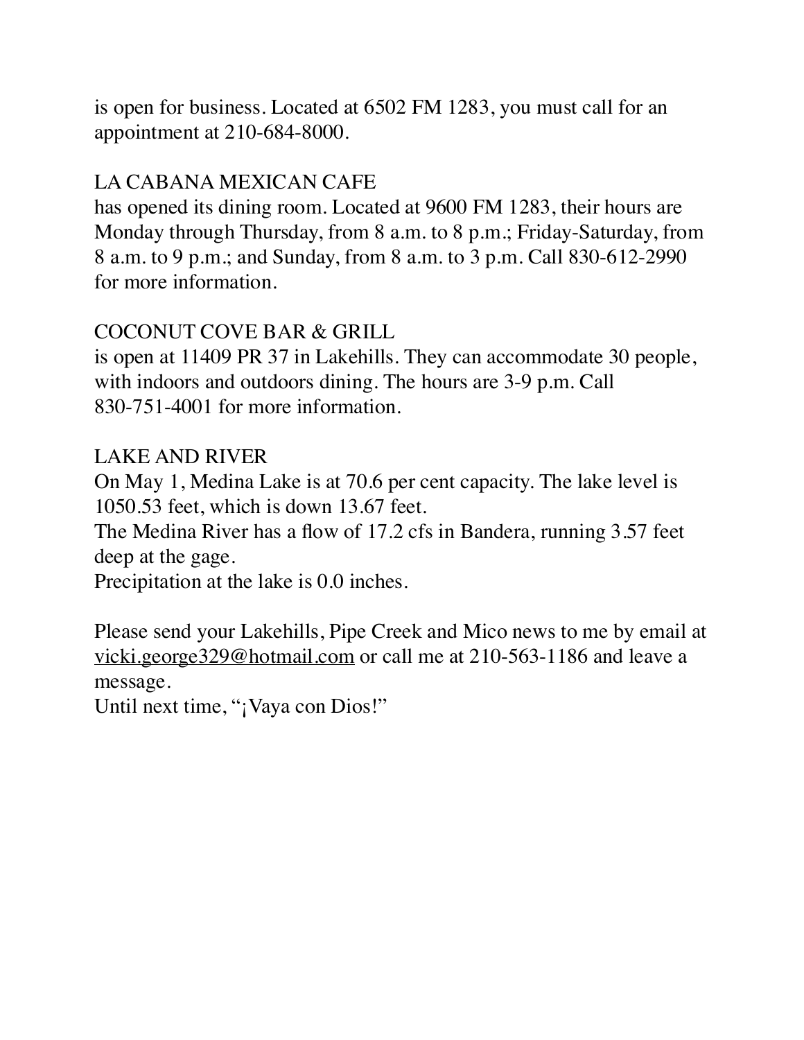is open for business. Located at 6502 FM 1283, you must call for an appointment at 210-684-8000.

## LA CABANA MEXICAN CAFE

has opened its dining room. Located at 9600 FM 1283, their hours are Monday through Thursday, from 8 a.m. to 8 p.m.; Friday-Saturday, from 8 a.m. to 9 p.m.; and Sunday, from 8 a.m. to 3 p.m. Call 830-612-2990 for more information.

## COCONUT COVE BAR & GRILL

is open at 11409 PR 37 in Lakehills. They can accommodate 30 people, with indoors and outdoors dining. The hours are 3-9 p.m. Call 830-751-4001 for more information.

## LAKE AND RIVER

On May 1, Medina Lake is at 70.6 per cent capacity. The lake level is 1050.53 feet, which is down 13.67 feet.

The Medina River has a flow of 17.2 cfs in Bandera, running 3.57 feet deep at the gage.

Precipitation at the lake is 0.0 inches.

Please send your Lakehills, Pipe Creek and Mico news to me by email at vicki.george329@hotmail.com or call me at 210-563-1186 and leave a message.

Until next time, "¡Vaya con Dios!"